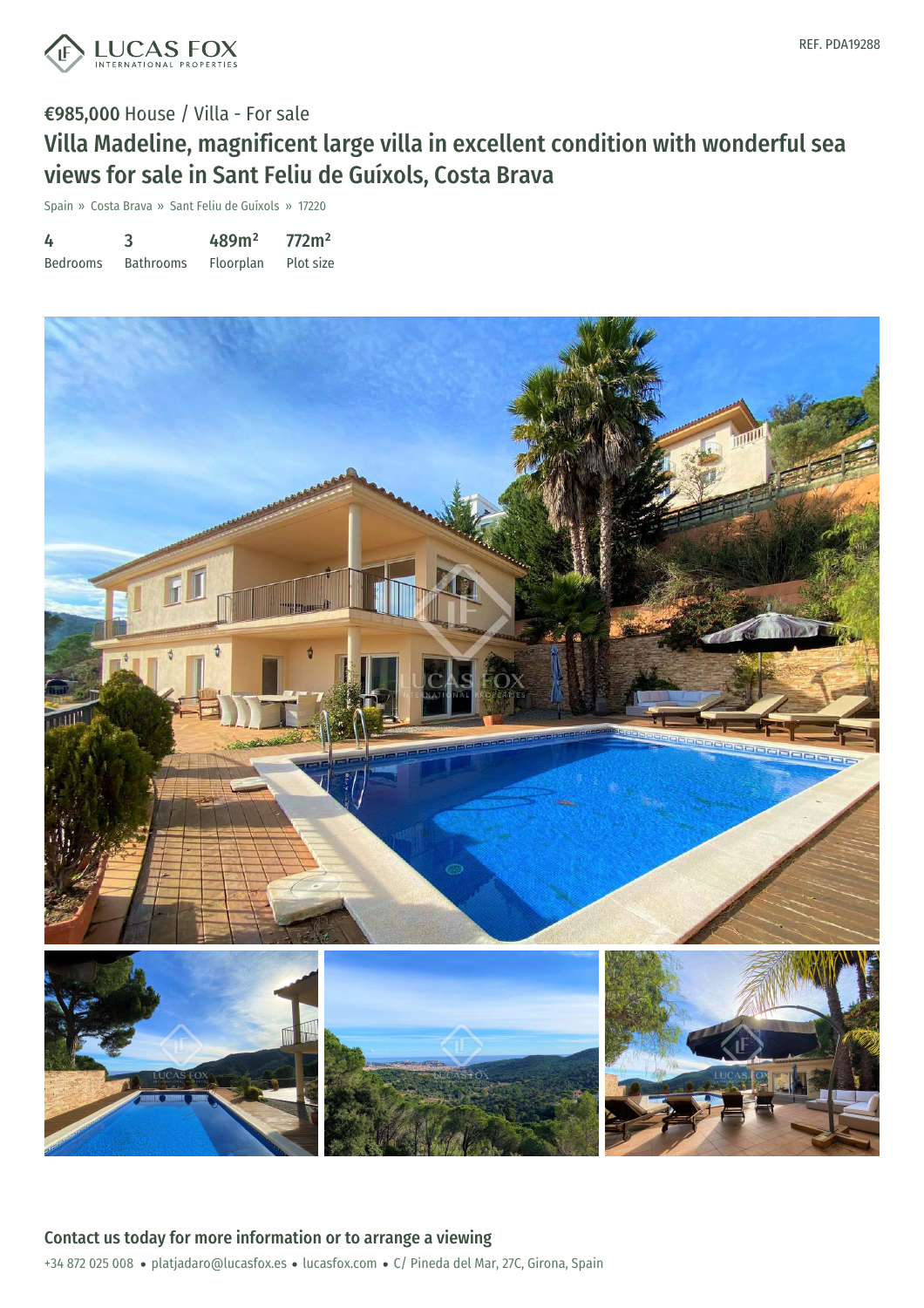LUCAS FOX INTERNATIONAL PROPERTIES

REF. PDA19288

€985,000 House / Villa - For sale

# Villa Madeline, magnificent large villa in excellent condition with wonderful sea views for sale in Sant Feliu de Guíxols, Costa Brava

Spain » Costa Brava » Sant Feliu de Guíxols » 17220

| 4 | 3 | 489m² | 772m² |
|---|---|---|---|
| Bedrooms | Bathrooms | Floorplan | Plot size |

## Contact us today for more information or to arrange a viewing

+34 872 025 008 • platjadaro@lucasfox.es • lucasfox.com • C/ Pineda del Mar, 27C, Girona, Spain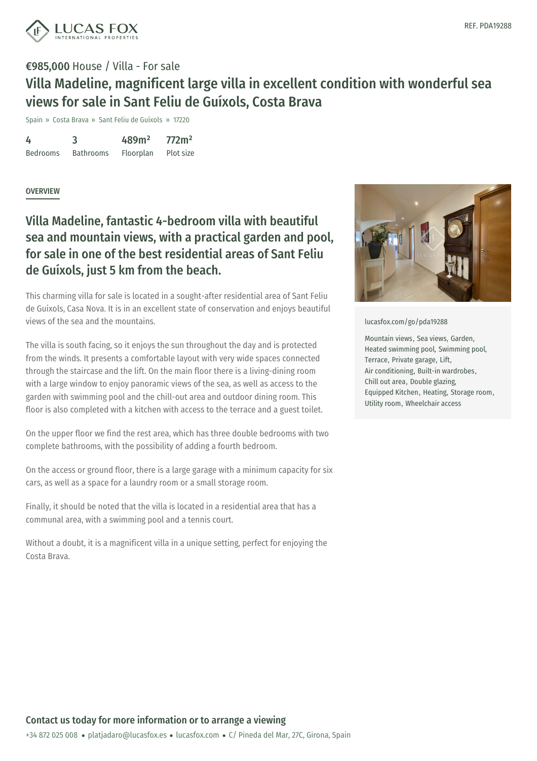REF. PDA19288

**€985,000** House / Villa - For sale

# Villa Madeline, magnificent large villa in excellent condition with wonderful sea views for sale in Sant Feliu de Guíxols, Costa Brava

Spain » Costa Brava » Sant Feliu de Guíxols » 17220

| 4 | 3 | 489m² | 772m² |
|---|---|---|---|
| Bedrooms | Bathrooms | Floorplan | Plot size |

## OVERVIEW

## Villa Madeline, fantastic 4-bedroom villa with beautiful sea and mountain views, with a practical garden and pool, for sale in one of the best residential areas of Sant Feliu de Guíxols, just 5 km from the beach.

This charming villa for sale is located in a sought-after residential area of Sant Feliu de Guíxols, Casa Nova. It is in an excellent state of conservation and enjoys beautiful views of the sea and the mountains.

The villa is south facing, so it enjoys the sun throughout the day and is protected from the winds. It presents a comfortable layout with very wide spaces connected through the staircase and the lift. On the main floor there is a living-dining room with a large window to enjoy panoramic views of the sea, as well as access to the garden with swimming pool and the chill-out area and outdoor dining room. This floor is also completed with a kitchen with access to the terrace and a guest toilet.

On the upper floor we find the rest area, which has three double bedrooms with two complete bathrooms, with the possibility of adding a fourth bedroom.

On the access or ground floor, there is a large garage with a minimum capacity for six cars, as well as a space for a laundry room or a small storage room.

Finally, it should be noted that the villa is located in a residential area that has a communal area, with a swimming pool and a tennis court.

Without a doubt, it is a magnificent villa in a unique setting, perfect for enjoying the Costa Brava.

lucasfox.com/go/pda19288

Mountain views, Sea views, Garden, Heated swimming pool, Swimming pool, Terrace, Private garage, Lift, Air conditioning, Built-in wardrobes, Chill out area, Double glazing, Equipped Kitchen, Heating, Storage room, Utility room, Wheelchair access

**Contact us today for more information or to arrange a viewing**

+34 872 025 008 • platjadaro@lucasfox.es • lucasfox.com • C/ Pineda del Mar, 27C, Girona, Spain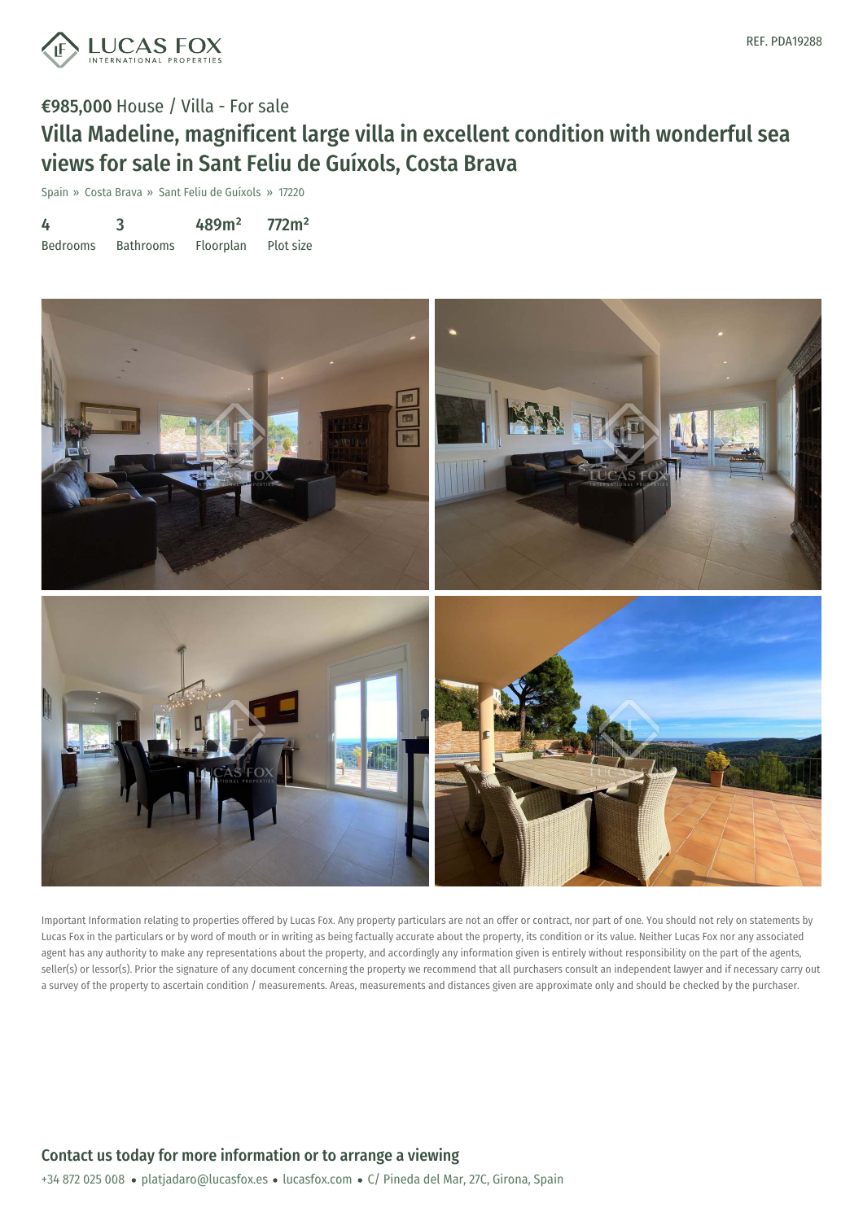REF. PDA19288

€985,000 House / Villa - For sale

# Villa Madeline, magnificent large villa in excellent condition with wonderful sea views for sale in Sant Feliu de Guíxols, Costa Brava

Spain » Costa Brava » Sant Feliu de Guíxols » 17220

| 4 | 3 | 489m² | 772m² |
|---|---|---|---|
| Bedrooms | Bathrooms | Floorplan | Plot size |

Important Information relating to properties offered by Lucas Fox. Any property particulars are not an offer or contract, nor part of one. You should not rely on statements by Lucas Fox in the particulars or by word of mouth or in writing as being factually accurate about the property, its condition or its value. Neither Lucas Fox nor any associated agent has any authority to make any representations about the property, and accordingly any information given is entirely without responsibility on the part of the agents, seller(s) or lessor(s). Prior the signature of any document concerning the property we recommend that all purchasers consult an independent lawyer and if necessary carry out a survey of the property to ascertain condition / measurements. Areas, measurements and distances given are approximate only and should be checked by the purchaser.

## Contact us today for more information or to arrange a viewing

+34 872 025 008 • platjadaro@lucasfox.es • lucasfox.com • C/ Pineda del Mar, 27C, Girona, Spain